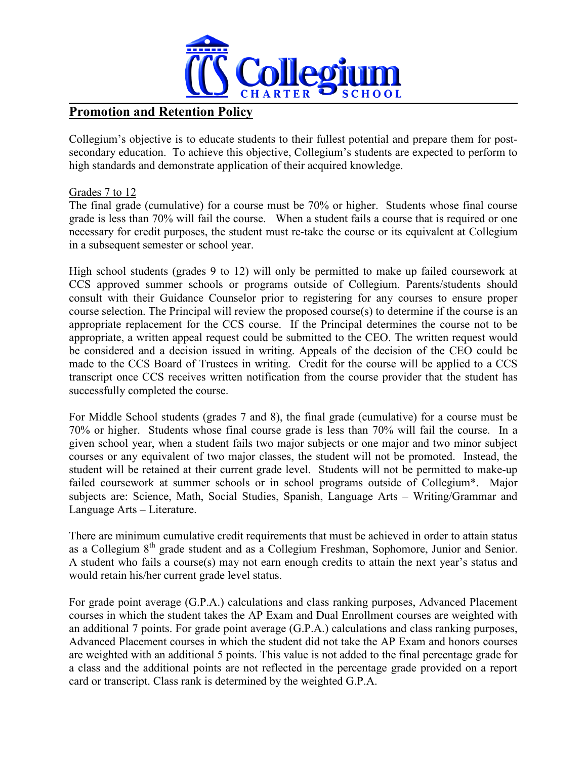# Promotion and Retention Policy

Collegium's objective is to educate students to their fullest potential and prepare them for post-secondary education. To achieve this objective, Collegium's students are expected to perform to high standards and demonstrate application of their acquired knowledge.

## Grades 7 to 12

The final grade (cumulative) for a course must be 70% or higher. Students whose final course grade is less than 70% will fail the course. When a student fails a course that is required or one necessary for credit purposes, the student must re-take the course or its equivalent at Collegium in a subsequent semester or school year.

High school students (grades 9 to 12) will only be permitted to make up failed coursework at CCS approved summer schools or programs outside of Collegium. Parents/students should consult with their Guidance Counselor prior to registering for any courses to ensure proper course selection. The Principal will review the proposed course(s) to determine if the course is an appropriate replacement for the CCS course. If the Principal determines the course not to be appropriate, a written appeal request could be submitted to the CEO. The written request would be considered and a decision issued in writing. Appeals of the decision of the CEO could be made to the CCS Board of Trustees in writing. Credit for the course will be applied to a CCS transcript once CCS receives written notification from the course provider that the student has successfully completed the course.

For Middle School students (grades 7 and 8), the final grade (cumulative) for a course must be 70% or higher. Students whose final course grade is less than 70% will fail the course. In a given school year, when a student fails two major subjects or one major and two minor subject courses or any equivalent of two major classes, the student will not be promoted. Instead, the student will be retained at their current grade level. Students will not be permitted to make-up failed coursework at summer schools or in school programs outside of Collegium*. Major subjects are: Science, Math, Social Studies, Spanish, Language Arts – Writing/Grammar and Language Arts – Literature.

There are minimum cumulative credit requirements that must be achieved in order to attain status as a Collegium 8th grade student and as a Collegium Freshman, Sophomore, Junior and Senior. A student who fails a course(s) may not earn enough credits to attain the next year's status and would retain his/her current grade level status.

For grade point average (G.P.A.) calculations and class ranking purposes, Advanced Placement courses in which the student takes the AP Exam and Dual Enrollment courses are weighted with an additional 7 points. For grade point average (G.P.A.) calculations and class ranking purposes, Advanced Placement courses in which the student did not take the AP Exam and honors courses are weighted with an additional 5 points. This value is not added to the final percentage grade for a class and the additional points are not reflected in the percentage grade provided on a report card or transcript. Class rank is determined by the weighted G.P.A.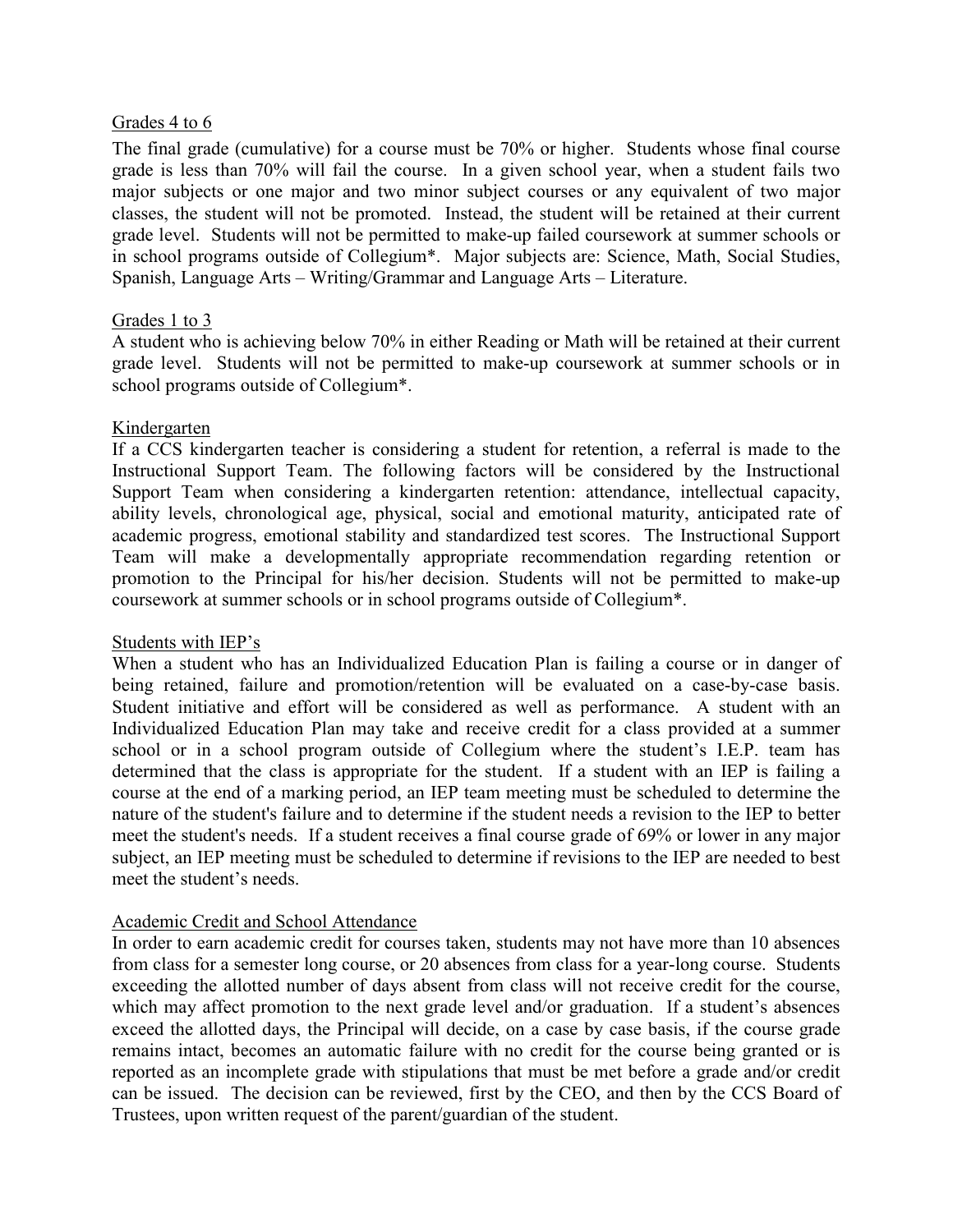## Grades 4 to 6

The final grade (cumulative) for a course must be 70% or higher. Students whose final course grade is less than 70% will fail the course. In a given school year, when a student fails two major subjects or one major and two minor subject courses or any equivalent of two major classes, the student will not be promoted. Instead, the student will be retained at their current grade level. Students will not be permitted to make-up failed coursework at summer schools or in school programs outside of Collegium*. Major subjects are: Science, Math, Social Studies, Spanish, Language Arts – Writing/Grammar and Language Arts – Literature.

## Grades 1 to 3

A student who is achieving below 70% in either Reading or Math will be retained at their current grade level. Students will not be permitted to make-up coursework at summer schools or in school programs outside of Collegium*.

## Kindergarten

If a CCS kindergarten teacher is considering a student for retention, a referral is made to the Instructional Support Team. The following factors will be considered by the Instructional Support Team when considering a kindergarten retention: attendance, intellectual capacity, ability levels, chronological age, physical, social and emotional maturity, anticipated rate of academic progress, emotional stability and standardized test scores. The Instructional Support Team will make a developmentally appropriate recommendation regarding retention or promotion to the Principal for his/her decision. Students will not be permitted to make-up coursework at summer schools or in school programs outside of Collegium*.

## Students with IEP's

When a student who has an Individualized Education Plan is failing a course or in danger of being retained, failure and promotion/retention will be evaluated on a case-by-case basis. Student initiative and effort will be considered as well as performance. A student with an Individualized Education Plan may take and receive credit for a class provided at a summer school or in a school program outside of Collegium where the student's I.E.P. team has determined that the class is appropriate for the student. If a student with an IEP is failing a course at the end of a marking period, an IEP team meeting must be scheduled to determine the nature of the student's failure and to determine if the student needs a revision to the IEP to better meet the student's needs. If a student receives a final course grade of 69% or lower in any major subject, an IEP meeting must be scheduled to determine if revisions to the IEP are needed to best meet the student's needs.

## Academic Credit and School Attendance

In order to earn academic credit for courses taken, students may not have more than 10 absences from class for a semester long course, or 20 absences from class for a year-long course. Students exceeding the allotted number of days absent from class will not receive credit for the course, which may affect promotion to the next grade level and/or graduation. If a student's absences exceed the allotted days, the Principal will decide, on a case by case basis, if the course grade remains intact, becomes an automatic failure with no credit for the course being granted or is reported as an incomplete grade with stipulations that must be met before a grade and/or credit can be issued. The decision can be reviewed, first by the CEO, and then by the CCS Board of Trustees, upon written request of the parent/guardian of the student.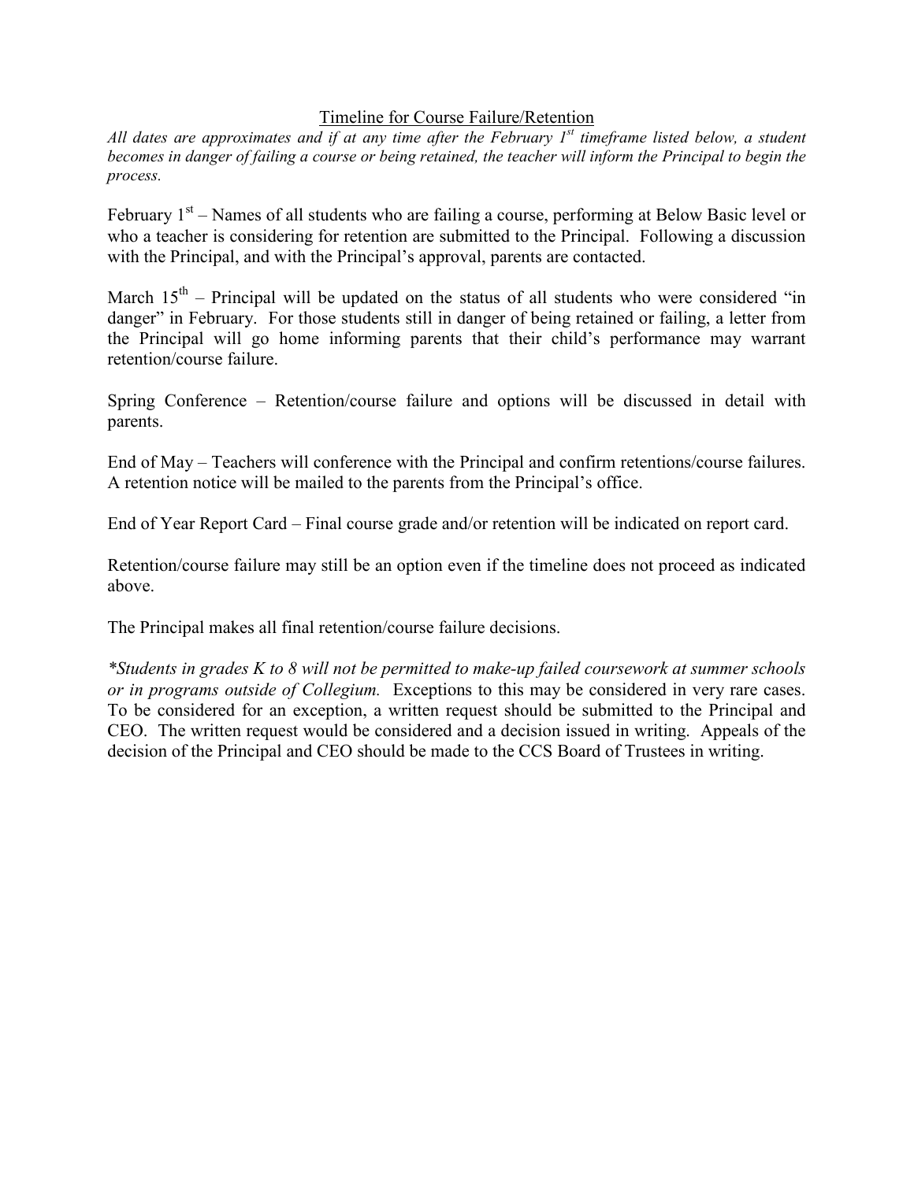## Timeline for Course Failure/Retention

*All dates are approximates and if at any time after the February 1st timeframe listed below, a student becomes in danger of failing a course or being retained, the teacher will inform the Principal to begin the process.*

February 1st – Names of all students who are failing a course, performing at Below Basic level or who a teacher is considering for retention are submitted to the Principal. Following a discussion with the Principal, and with the Principal's approval, parents are contacted.

March 15th – Principal will be updated on the status of all students who were considered "in danger" in February. For those students still in danger of being retained or failing, a letter from the Principal will go home informing parents that their child's performance may warrant retention/course failure.

Spring Conference – Retention/course failure and options will be discussed in detail with parents.

End of May – Teachers will conference with the Principal and confirm retentions/course failures. A retention notice will be mailed to the parents from the Principal's office.

End of Year Report Card – Final course grade and/or retention will be indicated on report card.

Retention/course failure may still be an option even if the timeline does not proceed as indicated above.

The Principal makes all final retention/course failure decisions.

**Students in grades K to 8 will not be permitted to make-up failed coursework at summer schools or in programs outside of Collegium.* Exceptions to this may be considered in very rare cases. To be considered for an exception, a written request should be submitted to the Principal and CEO. The written request would be considered and a decision issued in writing. Appeals of the decision of the Principal and CEO should be made to the CCS Board of Trustees in writing.